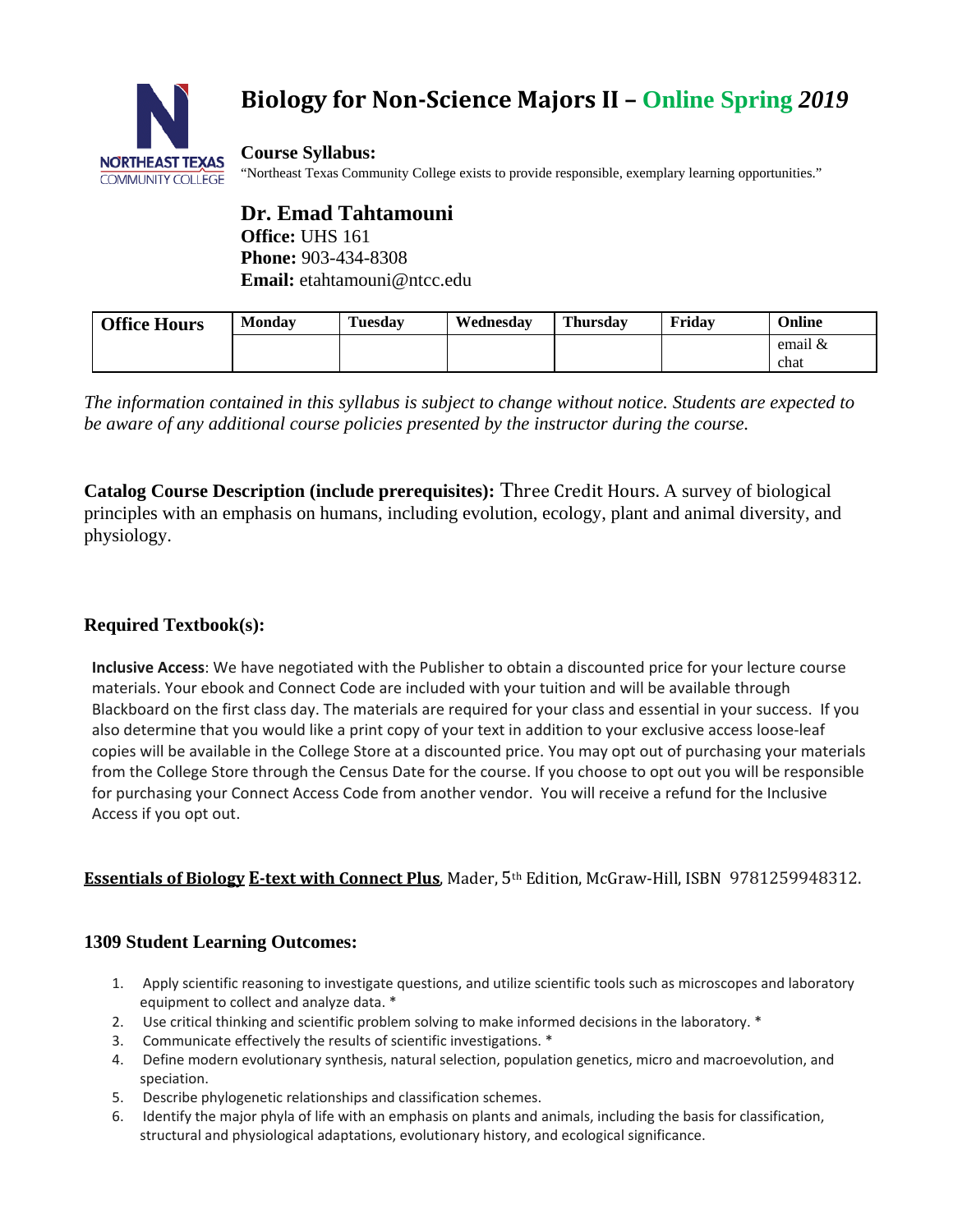# Biology for Non-Science Majors II – Online Spring *2019*

**Course Syllabus:**

"Northeast Texas Community College exists to provide responsible, exemplary learning opportunities."

**Dr. Emad Tahtamouni**
**Office:** UHS 161
**Phone:** 903-434-8308
**Email:** etahtamouni@ntcc.edu

| Office Hours | Monday | Tuesday | Wednesday | Thursday | Friday | Online |
|---|---|---|---|---|---|---|
| | | | | | | email & chat |

*The information contained in this syllabus is subject to change without notice. Students are expected to be aware of any additional course policies presented by the instructor during the course.*

**Catalog Course Description (include prerequisites):** Three Credit Hours. A survey of biological principles with an emphasis on humans, including evolution, ecology, plant and animal diversity, and physiology.

### Required Textbook(s):

**Inclusive Access**: We have negotiated with the Publisher to obtain a discounted price for your lecture course materials. Your ebook and Connect Code are included with your tuition and will be available through Blackboard on the first class day. The materials are required for your class and essential in your success. If you also determine that you would like a print copy of your text in addition to your exclusive access loose-leaf copies will be available in the College Store at a discounted price. You may opt out of purchasing your materials from the College Store through the Census Date for the course. If you choose to opt out you will be responsible for purchasing your Connect Access Code from another vendor. You will receive a refund for the Inclusive Access if you opt out.

**Essentials of Biology E-text with Connect Plus**, Mader, 5th Edition, McGraw-Hill, ISBN 9781259948312.

### 1309 Student Learning Outcomes:

1. Apply scientific reasoning to investigate questions, and utilize scientific tools such as microscopes and laboratory equipment to collect and analyze data. *
2. Use critical thinking and scientific problem solving to make informed decisions in the laboratory. *
3. Communicate effectively the results of scientific investigations. *
4. Define modern evolutionary synthesis, natural selection, population genetics, micro and macroevolution, and speciation.
5. Describe phylogenetic relationships and classification schemes.
6. Identify the major phyla of life with an emphasis on plants and animals, including the basis for classification, structural and physiological adaptations, evolutionary history, and ecological significance.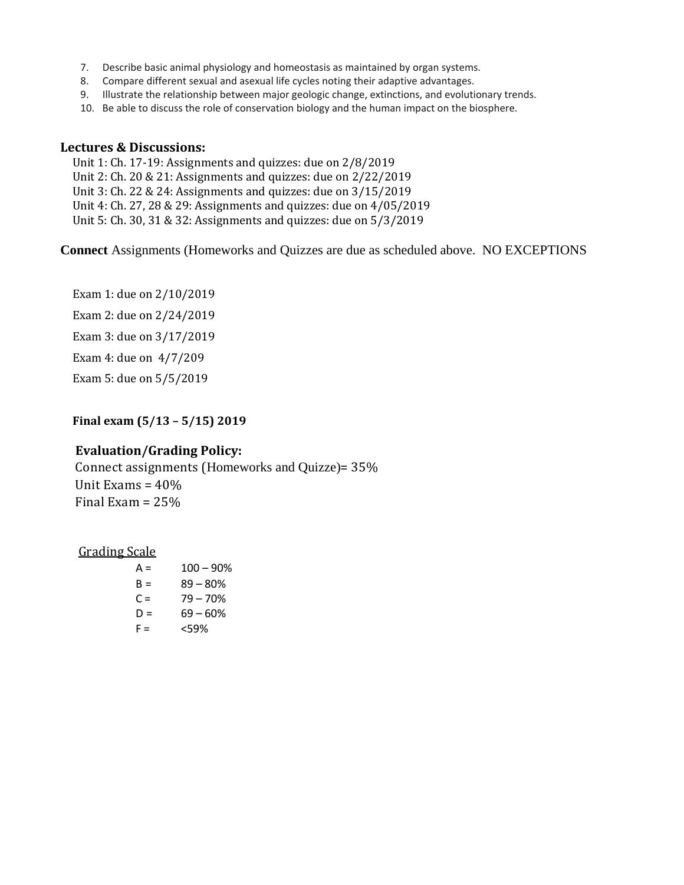7. Describe basic animal physiology and homeostasis as maintained by organ systems.
8. Compare different sexual and asexual life cycles noting their adaptive advantages.
9. Illustrate the relationship between major geologic change, extinctions, and evolutionary trends.
10. Be able to discuss the role of conservation biology and the human impact on the biosphere.

## Lectures & Discussions:

Unit 1: Ch. 17-19: Assignments and quizzes: due on 2/8/2019
Unit 2: Ch. 20 & 21: Assignments and quizzes: due on 2/22/2019
Unit 3: Ch. 22 & 24: Assignments and quizzes: due on 3/15/2019
Unit 4: Ch. 27, 28 & 29: Assignments and quizzes: due on 4/05/2019
Unit 5: Ch. 30, 31 & 32: Assignments and quizzes: due on 5/3/2019

**Connect** Assignments (Homeworks and Quizzes are due as scheduled above. NO EXCEPTIONS

Exam 1: due on 2/10/2019

Exam 2: due on 2/24/2019

Exam 3: due on 3/17/2019

Exam 4: due on 4/7/209

Exam 5: due on 5/5/2019

**Final exam (5/13 – 5/15) 2019**

## Evaluation/Grading Policy:

Connect assignments (Homeworks and Quizze)= 35%
Unit Exams = 40%
Final Exam = 25%

Grading Scale

| | |
|---|---|
| A = | 100 – 90% |
| B = | 89 – 80% |
| C = | 79 – 70% |
| D = | 69 – 60% |
| F = | <59% |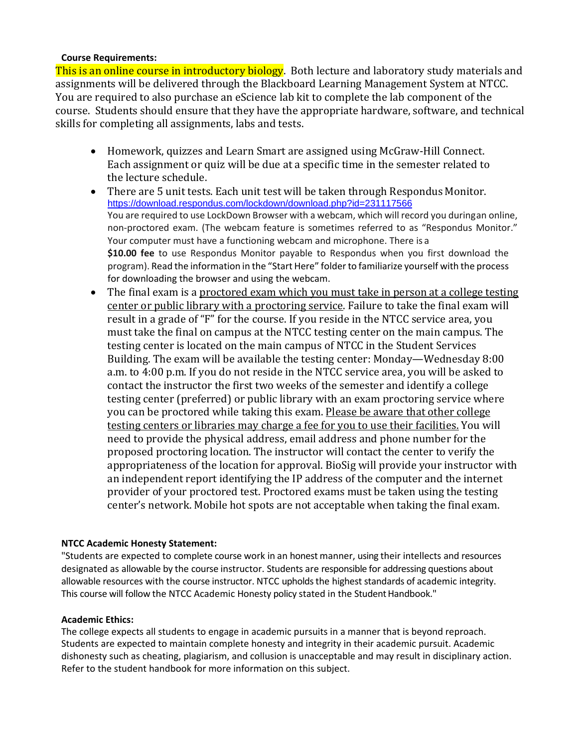**Course Requirements:**

This is an online course in introductory biology. Both lecture and laboratory study materials and assignments will be delivered through the Blackboard Learning Management System at NTCC. You are required to also purchase an eScience lab kit to complete the lab component of the course. Students should ensure that they have the appropriate hardware, software, and technical skills for completing all assignments, labs and tests.

- Homework, quizzes and Learn Smart are assigned using McGraw-Hill Connect. Each assignment or quiz will be due at a specific time in the semester related to the lecture schedule.
- There are 5 unit tests. Each unit test will be taken through Respondus Monitor. https://download.respondus.com/lockdown/download.php?id=231117566
  You are required to use LockDown Browser with a webcam, which will record you duringan online, non-proctored exam. (The webcam feature is sometimes referred to as "Respondus Monitor." Your computer must have a functioning webcam and microphone. There is a **$10.00 fee** to use Respondus Monitor payable to Respondus when you first download the program). Read the information in the "Start Here" folder to familiarize yourself with the process for downloading the browser and using the webcam.
- The final exam is a <u>proctored exam which you must take in person at a college testing center or public library with a proctoring service</u>. Failure to take the final exam will result in a grade of "F" for the course. If you reside in the NTCC service area, you must take the final on campus at the NTCC testing center on the main campus. The testing center is located on the main campus of NTCC in the Student Services Building. The exam will be available the testing center: Monday—Wednesday 8:00 a.m. to 4:00 p.m. If you do not reside in the NTCC service area, you will be asked to contact the instructor the first two weeks of the semester and identify a college testing center (preferred) or public library with an exam proctoring service where you can be proctored while taking this exam. <u>Please be aware that other college testing centers or libraries may charge a fee for you to use their facilities.</u> You will need to provide the physical address, email address and phone number for the proposed proctoring location. The instructor will contact the center to verify the appropriateness of the location for approval. BioSig will provide your instructor with an independent report identifying the IP address of the computer and the internet provider of your proctored test. Proctored exams must be taken using the testing center's network. Mobile hot spots are not acceptable when taking the final exam.

**NTCC Academic Honesty Statement:**

"Students are expected to complete course work in an honest manner, using their intellects and resources designated as allowable by the course instructor. Students are responsible for addressing questions about allowable resources with the course instructor. NTCC upholds the highest standards of academic integrity. This course will follow the NTCC Academic Honesty policy stated in the Student Handbook."

**Academic Ethics:**

The college expects all students to engage in academic pursuits in a manner that is beyond reproach. Students are expected to maintain complete honesty and integrity in their academic pursuit. Academic dishonesty such as cheating, plagiarism, and collusion is unacceptable and may result in disciplinary action. Refer to the student handbook for more information on this subject.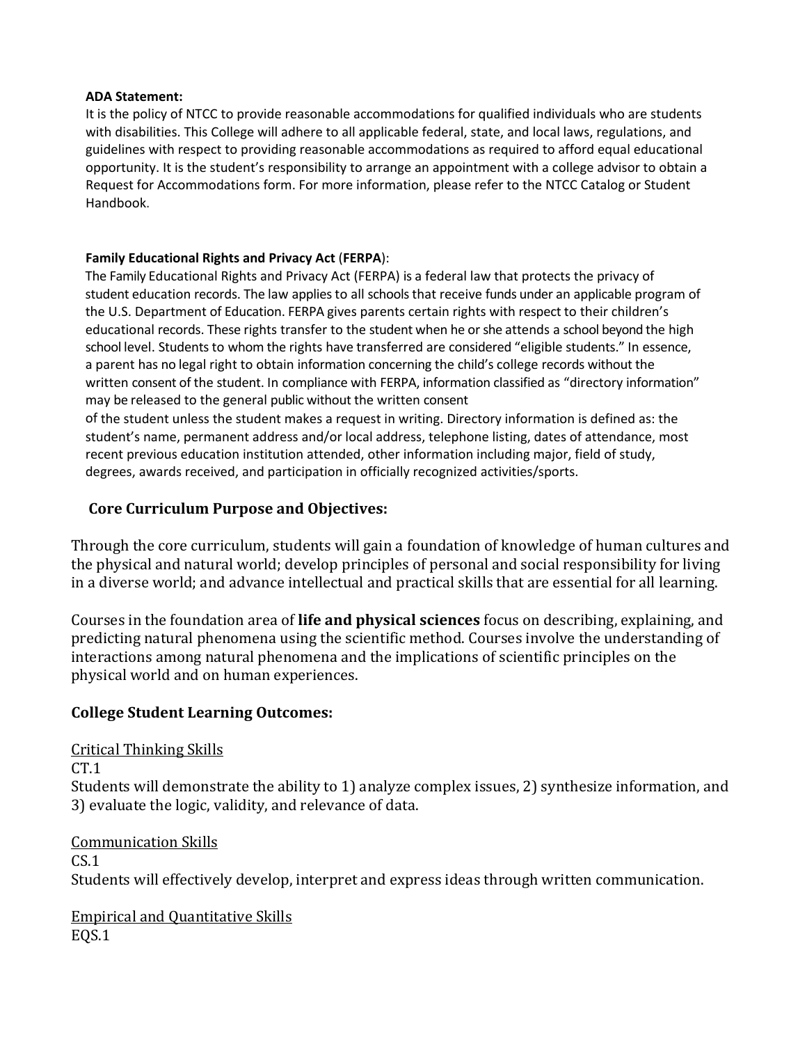**ADA Statement:**

It is the policy of NTCC to provide reasonable accommodations for qualified individuals who are students with disabilities. This College will adhere to all applicable federal, state, and local laws, regulations, and guidelines with respect to providing reasonable accommodations as required to afford equal educational opportunity. It is the student's responsibility to arrange an appointment with a college advisor to obtain a Request for Accommodations form. For more information, please refer to the NTCC Catalog or Student Handbook.

**Family Educational Rights and Privacy Act** (**FERPA**):

The Family Educational Rights and Privacy Act (FERPA) is a federal law that protects the privacy of student education records. The law applies to all schools that receive funds under an applicable program of the U.S. Department of Education. FERPA gives parents certain rights with respect to their children's educational records. These rights transfer to the student when he or she attends a school beyond the high school level. Students to whom the rights have transferred are considered "eligible students." In essence, a parent has no legal right to obtain information concerning the child's college records without the written consent of the student. In compliance with FERPA, information classified as "directory information" may be released to the general public without the written consent of the student unless the student makes a request in writing. Directory information is defined as: the student's name, permanent address and/or local address, telephone listing, dates of attendance, most recent previous education institution attended, other information including major, field of study, degrees, awards received, and participation in officially recognized activities/sports.

## Core Curriculum Purpose and Objectives:

Through the core curriculum, students will gain a foundation of knowledge of human cultures and the physical and natural world; develop principles of personal and social responsibility for living in a diverse world; and advance intellectual and practical skills that are essential for all learning.

Courses in the foundation area of **life and physical sciences** focus on describing, explaining, and predicting natural phenomena using the scientific method. Courses involve the understanding of interactions among natural phenomena and the implications of scientific principles on the physical world and on human experiences.

## College Student Learning Outcomes:

Critical Thinking Skills

CT.1

Students will demonstrate the ability to 1) analyze complex issues, 2) synthesize information, and 3) evaluate the logic, validity, and relevance of data.

Communication Skills

CS.1

Students will effectively develop, interpret and express ideas through written communication.

Empirical and Quantitative Skills

EQS.1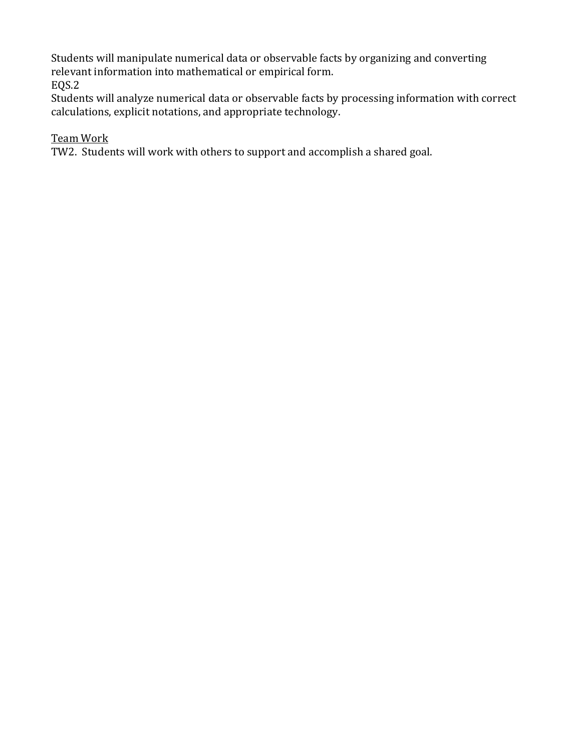Students will manipulate numerical data or observable facts by organizing and converting relevant information into mathematical or empirical form.

EQS.2

Students will analyze numerical data or observable facts by processing information with correct calculations, explicit notations, and appropriate technology.

<u>Team Work</u>

TW2. Students will work with others to support and accomplish a shared goal.